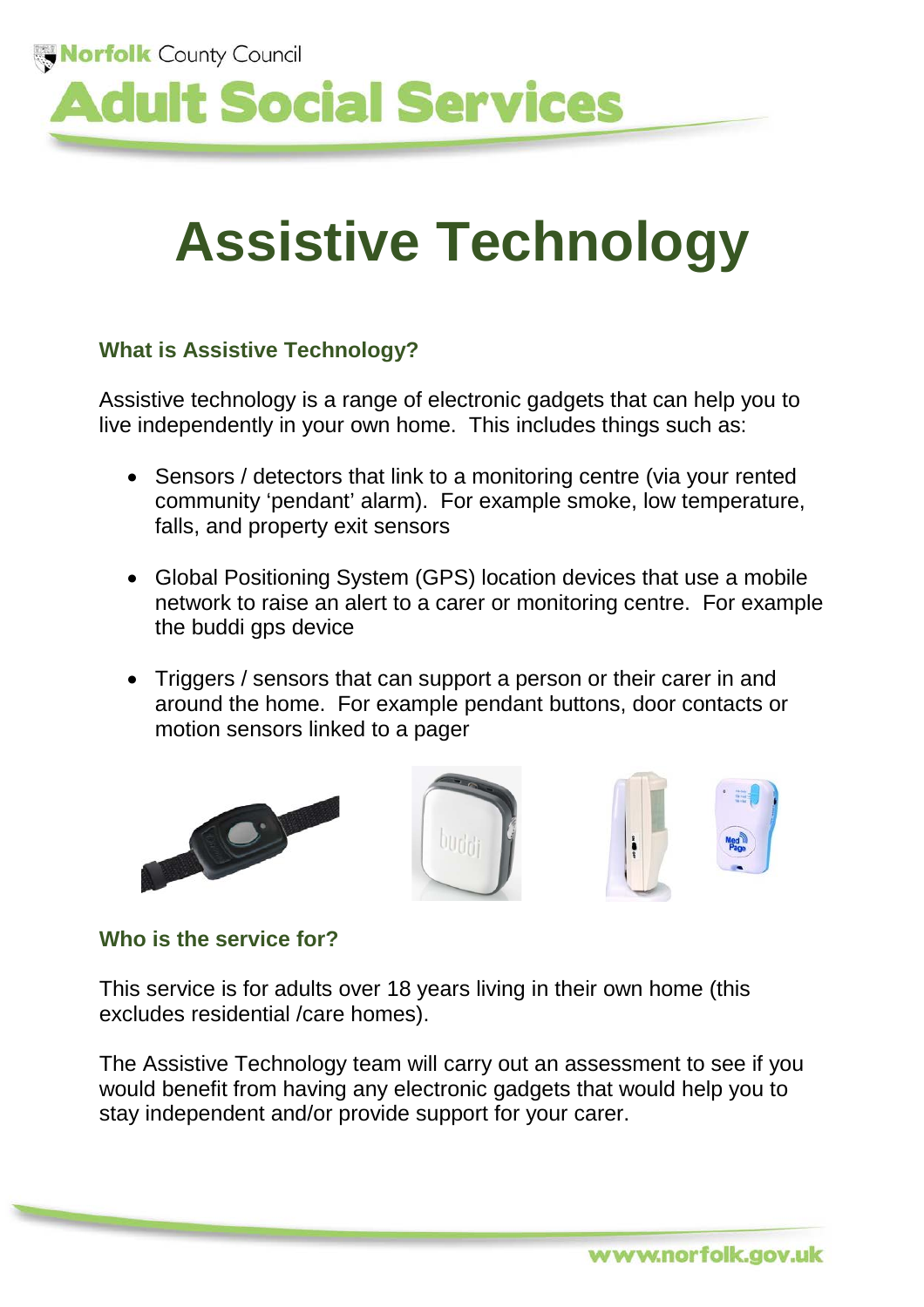Norfolk County Council

# Adult Social Services

# Assistive Technology

## What is Assistive Technology?

Assistive technology is a range of electronic gadgets that can help you to live independently in your own home. This includes things such as:

- Sensors / detectors that link to a monitoring centre (via your rented community 'pendant' alarm). For example smoke, low temperature, falls, and property exit sensors
- Global Positioning System (GPS) location devices that use a mobile network to raise an alert to a carer or monitoring centre. For example the buddi gps device
- Triggers / sensors that can support a person or their carer in and around the home. For example pendant buttons, door contacts or motion sensors linked to a pager

## Who is the service for?

This service is for adults over 18 years living in their own home (this excludes residential /care homes).

The Assistive Technology team will carry out an assessment to see if you would benefit from having any electronic gadgets that would help you to stay independent and/or provide support for your carer.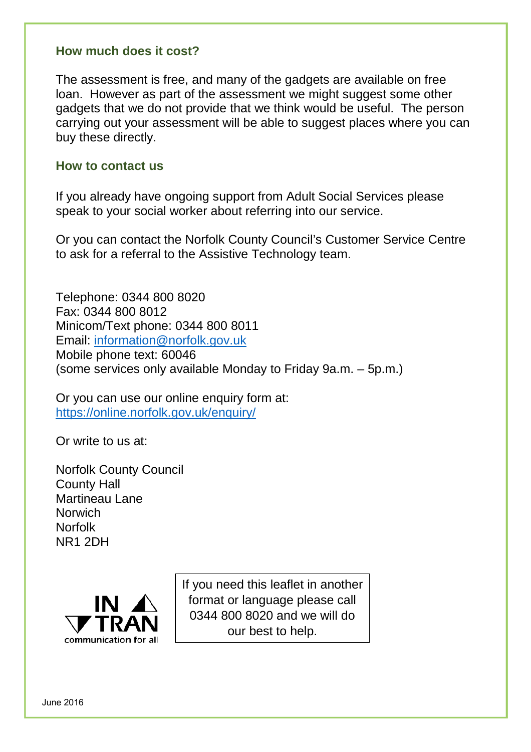## How much does it cost?

The assessment is free, and many of the gadgets are available on free loan. However as part of the assessment we might suggest some other gadgets that we do not provide that we think would be useful. The person carrying out your assessment will be able to suggest places where you can buy these directly.

## How to contact us

If you already have ongoing support from Adult Social Services please speak to your social worker about referring into our service.

Or you can contact the Norfolk County Council's Customer Service Centre to ask for a referral to the Assistive Technology team.

Telephone: 0344 800 8020
Fax: 0344 800 8012
Minicom/Text phone: 0344 800 8011
Email: information@norfolk.gov.uk
Mobile phone text: 60046
(some services only available Monday to Friday 9a.m. – 5p.m.)

Or you can use our online enquiry form at:
https://online.norfolk.gov.uk/enquiry/

Or write to us at:

Norfolk County Council
County Hall
Martineau Lane
Norwich
Norfolk
NR1 2DH

IN TRAN
communication for all

If you need this leaflet in another format or language please call 0344 800 8020 and we will do our best to help.

June 2016